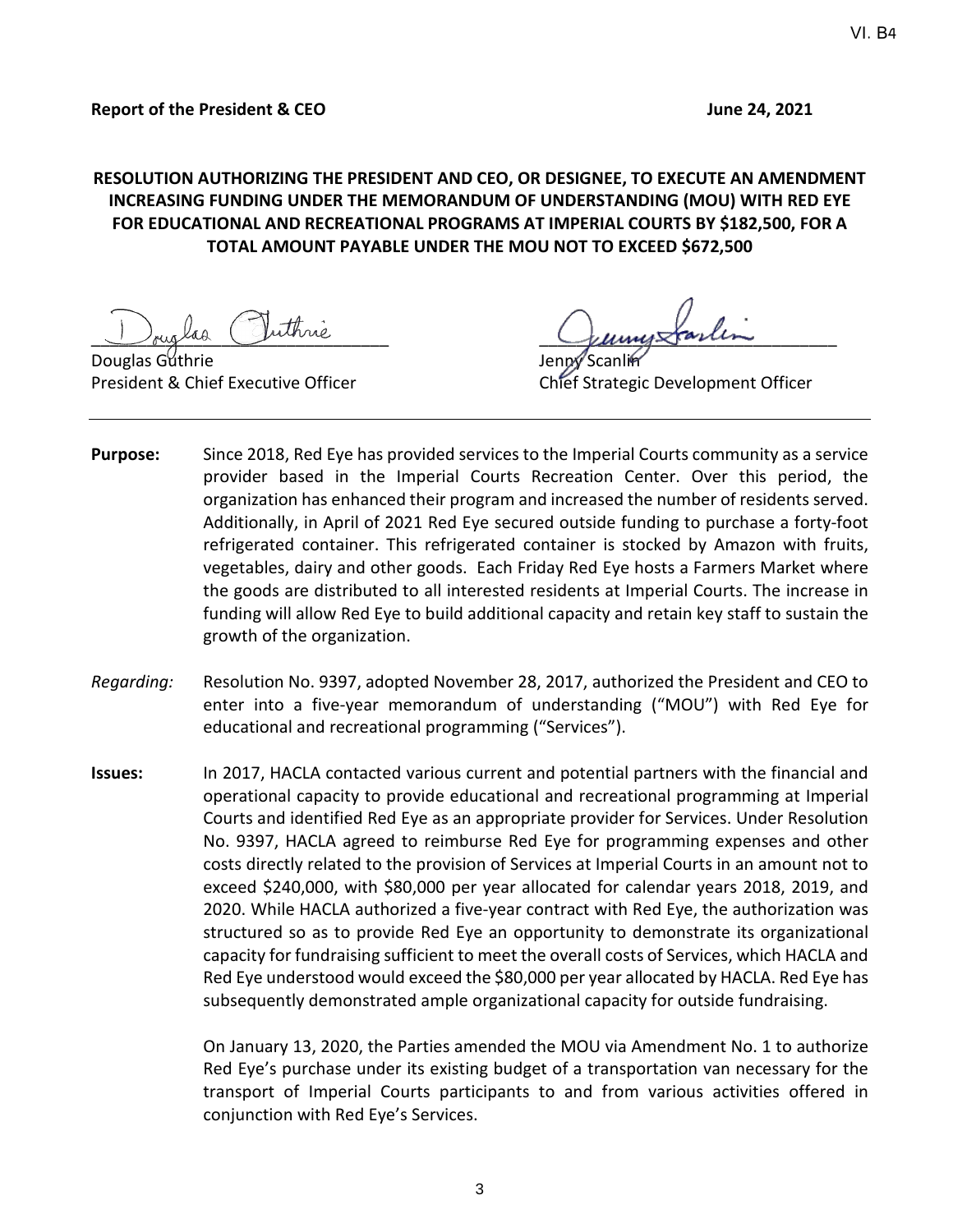**Report of the President & CEO** **June 24, 2021**

## RESOLUTION AUTHORIZING THE PRESIDENT AND CEO, OR DESIGNEE, TO EXECUTE AN AMENDMENT INCREASING FUNDING UNDER THE MEMORANDUM OF UNDERSTANDING (MOU) WITH RED EYE FOR EDUCATIONAL AND RECREATIONAL PROGRAMS AT IMPERIAL COURTS BY $182,500, FOR A TOTAL AMOUNT PAYABLE UNDER THE MOU NOT TO EXCEED $672,500

Douglas Guthrie
President & Chief Executive Officer

Jenny Scanlin
Chief Strategic Development Officer

---

**Purpose:** Since 2018, Red Eye has provided services to the Imperial Courts community as a service provider based in the Imperial Courts Recreation Center. Over this period, the organization has enhanced their program and increased the number of residents served. Additionally, in April of 2021 Red Eye secured outside funding to purchase a forty-foot refrigerated container. This refrigerated container is stocked by Amazon with fruits, vegetables, dairy and other goods. Each Friday Red Eye hosts a Farmers Market where the goods are distributed to all interested residents at Imperial Courts. The increase in funding will allow Red Eye to build additional capacity and retain key staff to sustain the growth of the organization.

*Regarding:* Resolution No. 9397, adopted November 28, 2017, authorized the President and CEO to enter into a five-year memorandum of understanding ("MOU") with Red Eye for educational and recreational programming ("Services").

**Issues:** In 2017, HACLA contacted various current and potential partners with the financial and operational capacity to provide educational and recreational programming at Imperial Courts and identified Red Eye as an appropriate provider for Services. Under Resolution No. 9397, HACLA agreed to reimburse Red Eye for programming expenses and other costs directly related to the provision of Services at Imperial Courts in an amount not to exceed $240,000, with $80,000 per year allocated for calendar years 2018, 2019, and 2020. While HACLA authorized a five-year contract with Red Eye, the authorization was structured so as to provide Red Eye an opportunity to demonstrate its organizational capacity for fundraising sufficient to meet the overall costs of Services, which HACLA and Red Eye understood would exceed the $80,000 per year allocated by HACLA. Red Eye has subsequently demonstrated ample organizational capacity for outside fundraising.

On January 13, 2020, the Parties amended the MOU via Amendment No. 1 to authorize Red Eye's purchase under its existing budget of a transportation van necessary for the transport of Imperial Courts participants to and from various activities offered in conjunction with Red Eye's Services.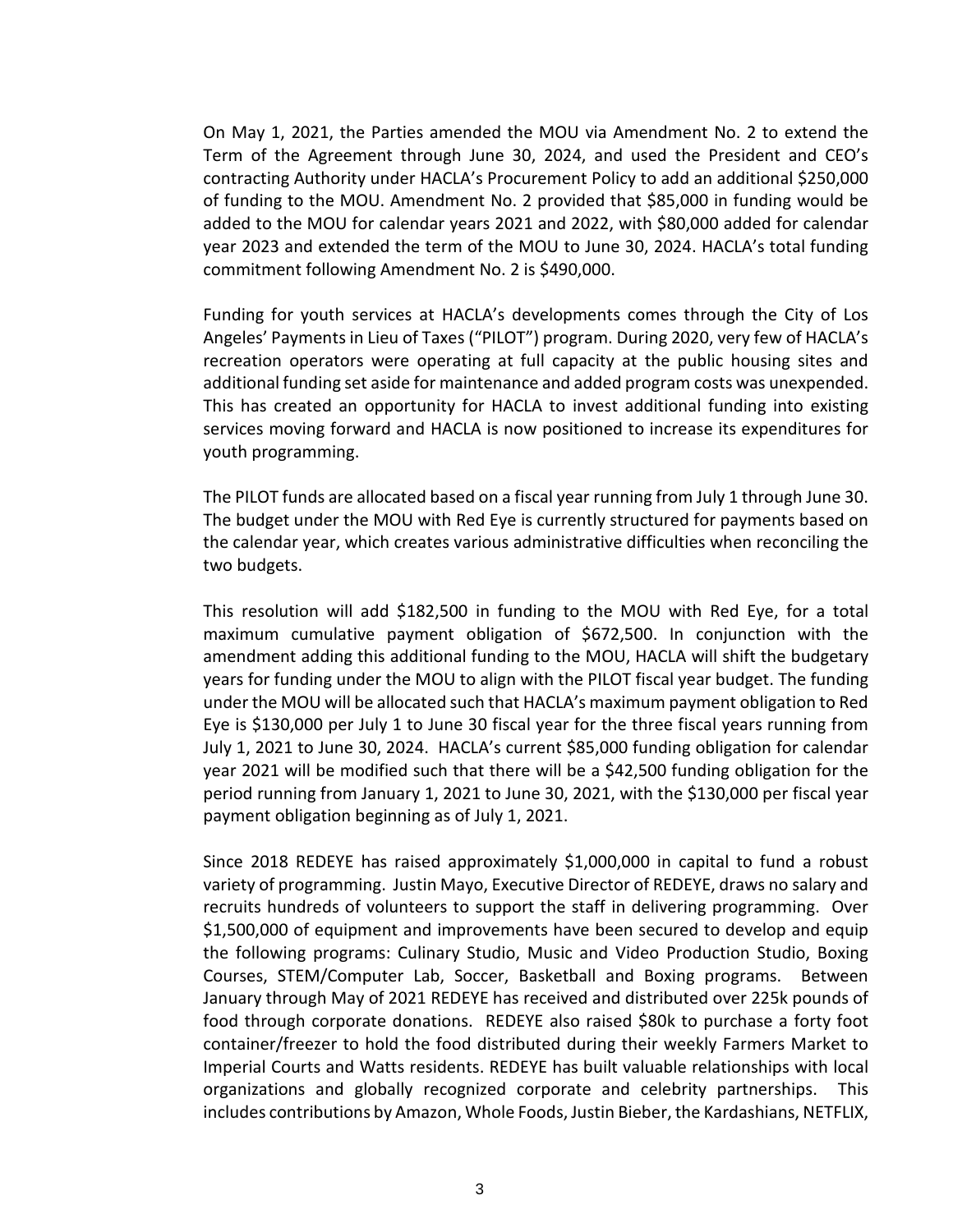On May 1, 2021, the Parties amended the MOU via Amendment No. 2 to extend the Term of the Agreement through June 30, 2024, and used the President and CEO's contracting Authority under HACLA's Procurement Policy to add an additional $250,000 of funding to the MOU. Amendment No. 2 provided that $85,000 in funding would be added to the MOU for calendar years 2021 and 2022, with $80,000 added for calendar year 2023 and extended the term of the MOU to June 30, 2024. HACLA's total funding commitment following Amendment No. 2 is $490,000.

Funding for youth services at HACLA's developments comes through the City of Los Angeles' Payments in Lieu of Taxes ("PILOT") program. During 2020, very few of HACLA's recreation operators were operating at full capacity at the public housing sites and additional funding set aside for maintenance and added program costs was unexpended. This has created an opportunity for HACLA to invest additional funding into existing services moving forward and HACLA is now positioned to increase its expenditures for youth programming.

The PILOT funds are allocated based on a fiscal year running from July 1 through June 30. The budget under the MOU with Red Eye is currently structured for payments based on the calendar year, which creates various administrative difficulties when reconciling the two budgets.

This resolution will add $182,500 in funding to the MOU with Red Eye, for a total maximum cumulative payment obligation of $672,500. In conjunction with the amendment adding this additional funding to the MOU, HACLA will shift the budgetary years for funding under the MOU to align with the PILOT fiscal year budget. The funding under the MOU will be allocated such that HACLA's maximum payment obligation to Red Eye is $130,000 per July 1 to June 30 fiscal year for the three fiscal years running from July 1, 2021 to June 30, 2024. HACLA's current $85,000 funding obligation for calendar year 2021 will be modified such that there will be a $42,500 funding obligation for the period running from January 1, 2021 to June 30, 2021, with the $130,000 per fiscal year payment obligation beginning as of July 1, 2021.

Since 2018 REDEYE has raised approximately $1,000,000 in capital to fund a robust variety of programming. Justin Mayo, Executive Director of REDEYE, draws no salary and recruits hundreds of volunteers to support the staff in delivering programming. Over $1,500,000 of equipment and improvements have been secured to develop and equip the following programs: Culinary Studio, Music and Video Production Studio, Boxing Courses, STEM/Computer Lab, Soccer, Basketball and Boxing programs. Between January through May of 2021 REDEYE has received and distributed over 225k pounds of food through corporate donations. REDEYE also raised $80k to purchase a forty foot container/freezer to hold the food distributed during their weekly Farmers Market to Imperial Courts and Watts residents. REDEYE has built valuable relationships with local organizations and globally recognized corporate and celebrity partnerships. This includes contributions by Amazon, Whole Foods, Justin Bieber, the Kardashians, NETFLIX,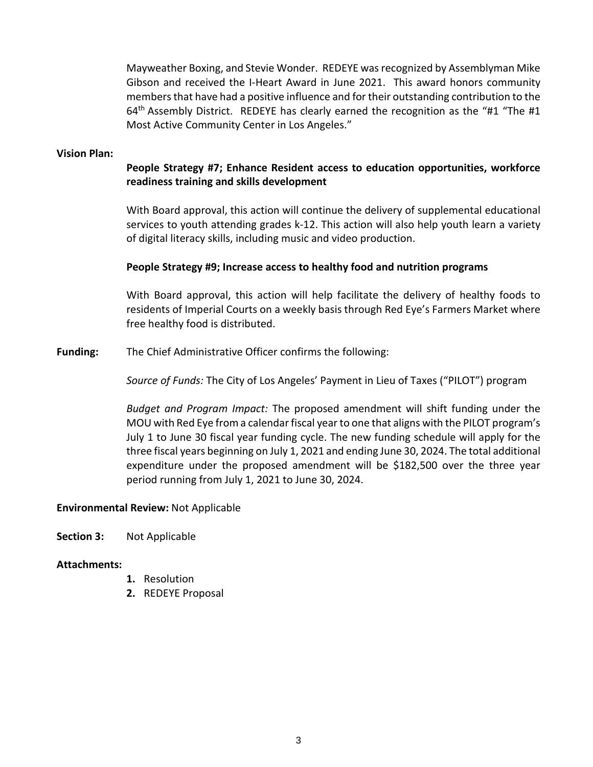Mayweather Boxing, and Stevie Wonder. REDEYE was recognized by Assemblyman Mike Gibson and received the I-Heart Award in June 2021. This award honors community members that have had a positive influence and for their outstanding contribution to the 64th Assembly District. REDEYE has clearly earned the recognition as the "#1 "The #1 Most Active Community Center in Los Angeles."

**Vision Plan:**

**People Strategy #7; Enhance Resident access to education opportunities, workforce readiness training and skills development**

With Board approval, this action will continue the delivery of supplemental educational services to youth attending grades k-12. This action will also help youth learn a variety of digital literacy skills, including music and video production.

**People Strategy #9; Increase access to healthy food and nutrition programs**

With Board approval, this action will help facilitate the delivery of healthy foods to residents of Imperial Courts on a weekly basis through Red Eye's Farmers Market where free healthy food is distributed.

**Funding:** The Chief Administrative Officer confirms the following:

*Source of Funds:* The City of Los Angeles' Payment in Lieu of Taxes ("PILOT") program

*Budget and Program Impact:* The proposed amendment will shift funding under the MOU with Red Eye from a calendar fiscal year to one that aligns with the PILOT program's July 1 to June 30 fiscal year funding cycle. The new funding schedule will apply for the three fiscal years beginning on July 1, 2021 and ending June 30, 2024. The total additional expenditure under the proposed amendment will be $182,500 over the three year period running from July 1, 2021 to June 30, 2024.

**Environmental Review:** Not Applicable

**Section 3:** Not Applicable

**Attachments:**

1. Resolution
2. REDEYE Proposal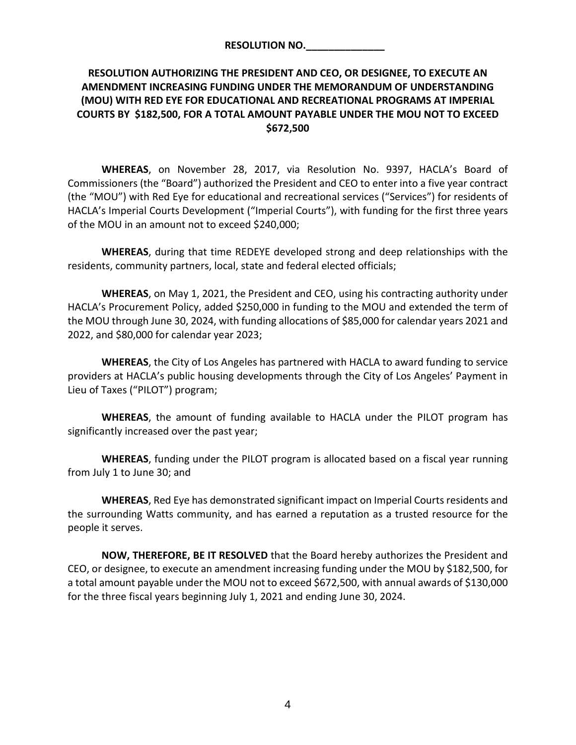**RESOLUTION NO.______________**

**RESOLUTION AUTHORIZING THE PRESIDENT AND CEO, OR DESIGNEE, TO EXECUTE AN AMENDMENT INCREASING FUNDING UNDER THE MEMORANDUM OF UNDERSTANDING (MOU) WITH RED EYE FOR EDUCATIONAL AND RECREATIONAL PROGRAMS AT IMPERIAL COURTS BY $182,500, FOR A TOTAL AMOUNT PAYABLE UNDER THE MOU NOT TO EXCEED $672,500**

**WHEREAS**, on November 28, 2017, via Resolution No. 9397, HACLA's Board of Commissioners (the "Board") authorized the President and CEO to enter into a five year contract (the "MOU") with Red Eye for educational and recreational services ("Services") for residents of HACLA's Imperial Courts Development ("Imperial Courts"), with funding for the first three years of the MOU in an amount not to exceed $240,000;

**WHEREAS**, during that time REDEYE developed strong and deep relationships with the residents, community partners, local, state and federal elected officials;

**WHEREAS**, on May 1, 2021, the President and CEO, using his contracting authority under HACLA's Procurement Policy, added $250,000 in funding to the MOU and extended the term of the MOU through June 30, 2024, with funding allocations of $85,000 for calendar years 2021 and 2022, and $80,000 for calendar year 2023;

**WHEREAS**, the City of Los Angeles has partnered with HACLA to award funding to service providers at HACLA's public housing developments through the City of Los Angeles' Payment in Lieu of Taxes ("PILOT") program;

**WHEREAS**, the amount of funding available to HACLA under the PILOT program has significantly increased over the past year;

**WHEREAS**, funding under the PILOT program is allocated based on a fiscal year running from July 1 to June 30; and

**WHEREAS**, Red Eye has demonstrated significant impact on Imperial Courts residents and the surrounding Watts community, and has earned a reputation as a trusted resource for the people it serves.

**NOW, THEREFORE, BE IT RESOLVED** that the Board hereby authorizes the President and CEO, or designee, to execute an amendment increasing funding under the MOU by $182,500, for a total amount payable under the MOU not to exceed $672,500, with annual awards of $130,000 for the three fiscal years beginning July 1, 2021 and ending June 30, 2024.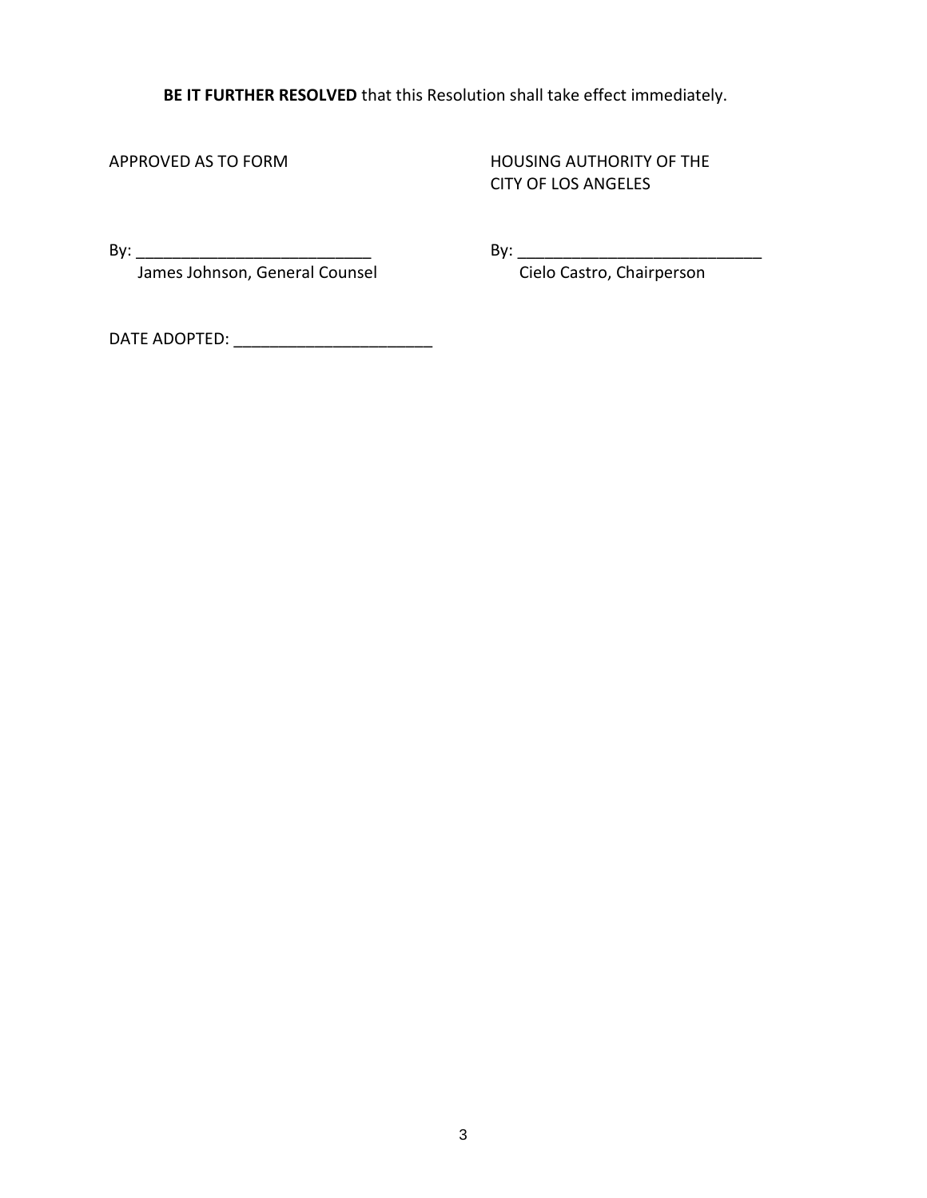**BE IT FURTHER RESOLVED** that this Resolution shall take effect immediately.

APPROVED AS TO FORM

By: ___________________________
James Johnson, General Counsel

HOUSING AUTHORITY OF THE
CITY OF LOS ANGELES

By: ____________________________
Cielo Castro, Chairperson

DATE ADOPTED: ______________________